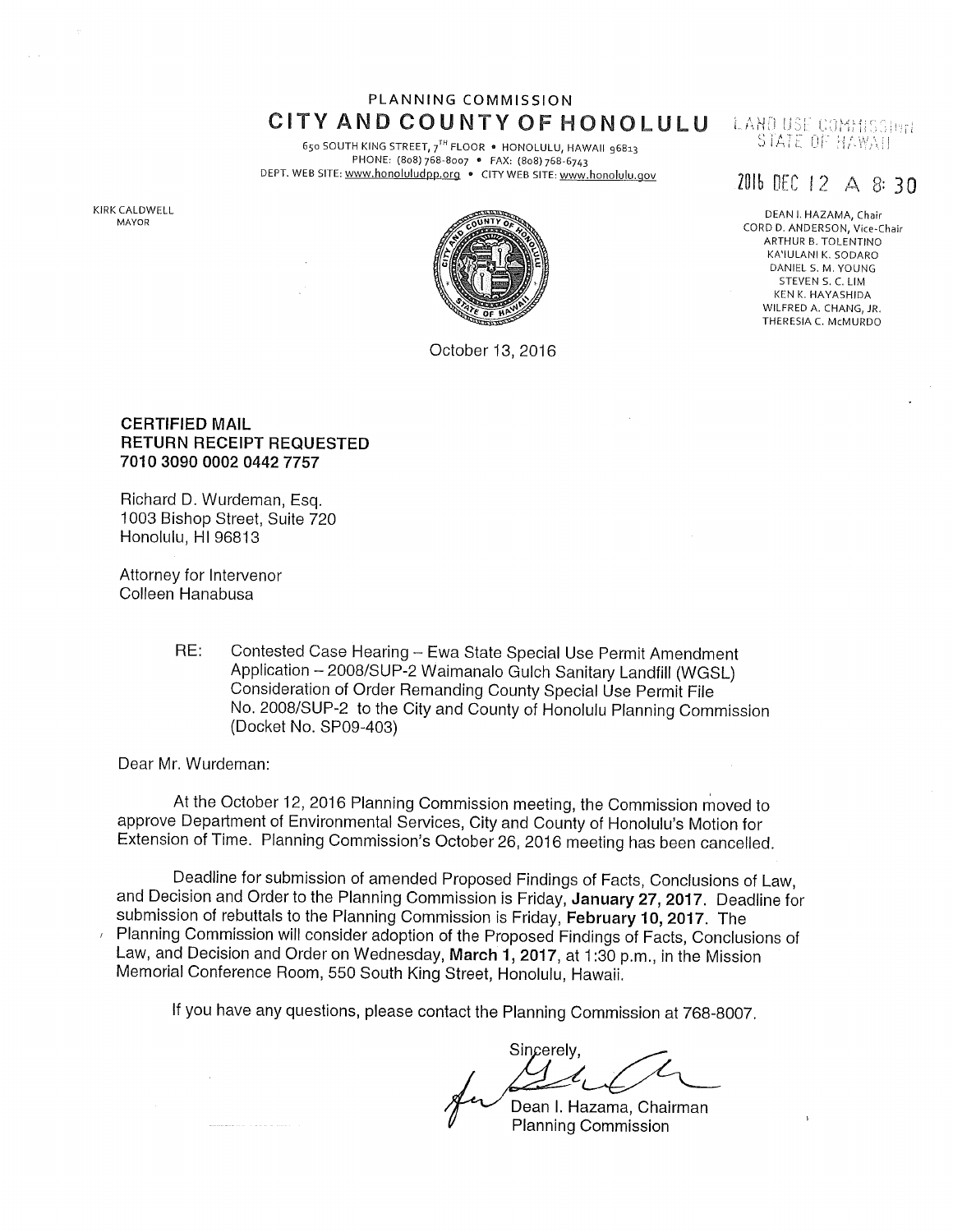PLANNING COMMISSION

# CITY AND COUNTY OF HONOLULU

650 SOUTH KING STREET, 7TH FLOOR • HONOLULU, HAWAII 96813
PHONE: (808) 768-8007 • FAX: (808) 768-6743
DEPT. WEB SITE: www.honoluludpp.org • CITY WEB SITE: www.honolulu.gov

LAND USE COMMISSION
STATE OF HAWAII

2016 DEC 12 A 8:30

KIRK CALDWELL
MAYOR

DEAN I. HAZAMA, Chair
CORD D. ANDERSON, Vice-Chair
ARTHUR B. TOLENTINO
KA'IULANI K. SODARO
DANIEL S. M. YOUNG
STEVEN S. C. LIM
KEN K. HAYASHIDA
WILFRED A. CHANG, JR.
THERESIA C. McMURDO

October 13, 2016

**CERTIFIED MAIL**
**RETURN RECEIPT REQUESTED**
**7010 3090 0002 0442 7757**

Richard D. Wurdeman, Esq.
1003 Bishop Street, Suite 720
Honolulu, HI 96813

Attorney for Intervenor
Colleen Hanabusa

RE: Contested Case Hearing – Ewa State Special Use Permit Amendment Application – 2008/SUP-2 Waimanalo Gulch Sanitary Landfill (WGSL) Consideration of Order Remanding County Special Use Permit File No. 2008/SUP-2 to the City and County of Honolulu Planning Commission (Docket No. SP09-403)

Dear Mr. Wurdeman:

At the October 12, 2016 Planning Commission meeting, the Commission moved to approve Department of Environmental Services, City and County of Honolulu's Motion for Extension of Time. Planning Commission's October 26, 2016 meeting has been cancelled.

Deadline for submission of amended Proposed Findings of Facts, Conclusions of Law, and Decision and Order to the Planning Commission is Friday, **January 27, 2017**. Deadline for submission of rebuttals to the Planning Commission is Friday, **February 10, 2017**. The Planning Commission will consider adoption of the Proposed Findings of Facts, Conclusions of Law, and Decision and Order on Wednesday, **March 1, 2017**, at 1:30 p.m., in the Mission Memorial Conference Room, 550 South King Street, Honolulu, Hawaii.

If you have any questions, please contact the Planning Commission at 768-8007.

Sincerely,

Dean I. Hazama, Chairman
Planning Commission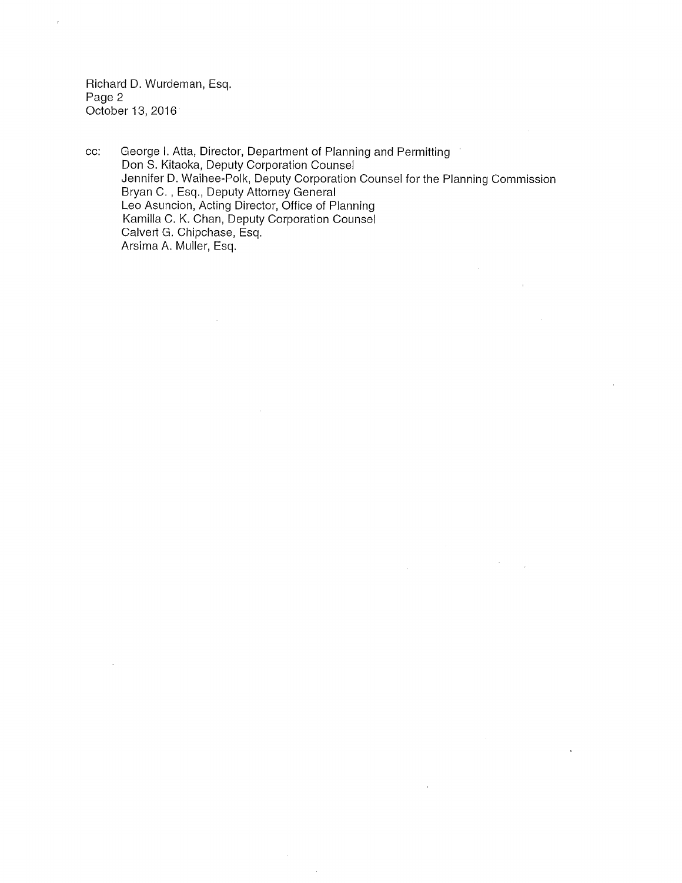Richard D. Wurdeman, Esq.
Page 2
October 13, 2016

cc: George I. Atta, Director, Department of Planning and Permitting
Don S. Kitaoka, Deputy Corporation Counsel
Jennifer D. Waihee-Polk, Deputy Corporation Counsel for the Planning Commission
Bryan C. , Esq., Deputy Attorney General
Leo Asuncion, Acting Director, Office of Planning
Kamilla C. K. Chan, Deputy Corporation Counsel
Calvert G. Chipchase, Esq.
Arsima A. Muller, Esq.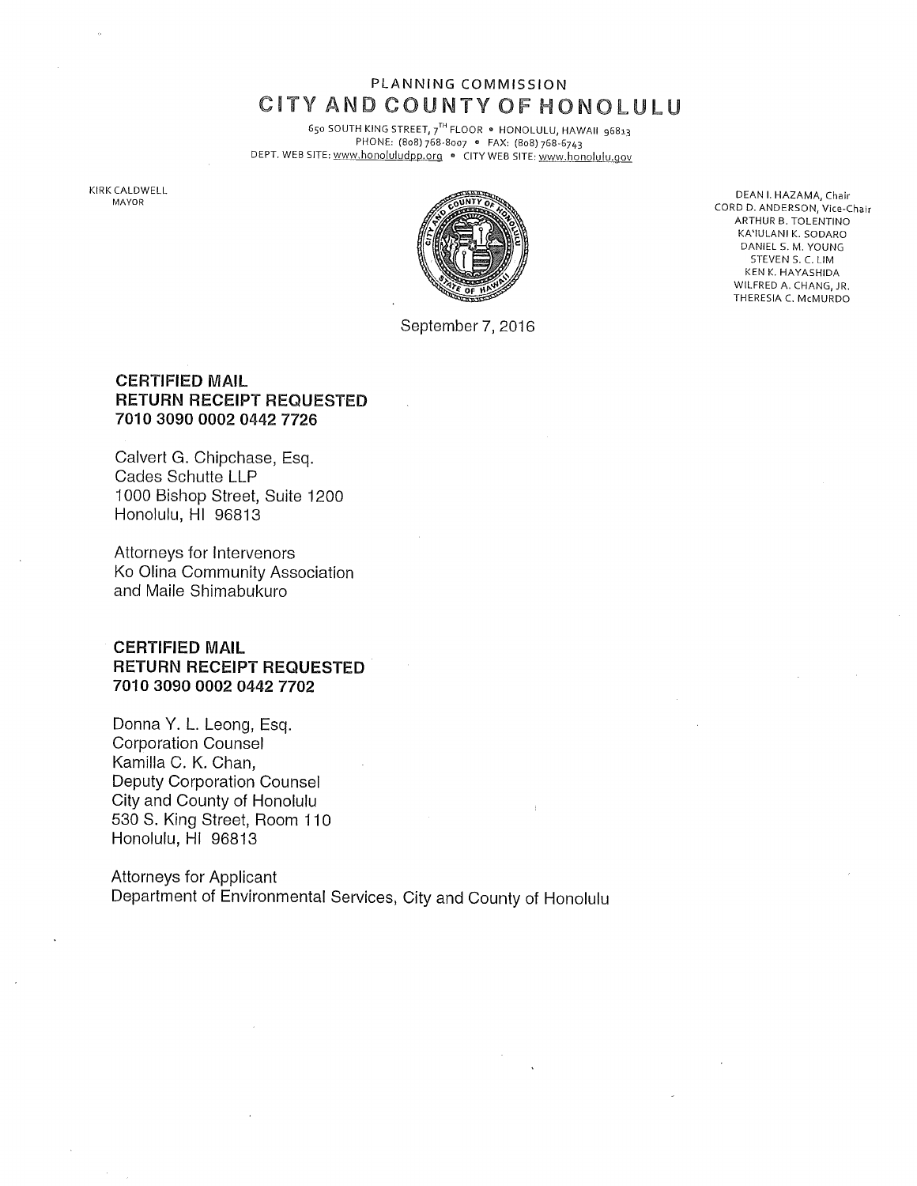PLANNING COMMISSION

# CITY AND COUNTY OF HONOLULU

650 SOUTH KING STREET, 7TH FLOOR • HONOLULU, HAWAII 96813
PHONE: (808) 768-8007 • FAX: (808) 768-6743
DEPT. WEB SITE: www.honoluludpp.org • CITY WEB SITE: www.honolulu.gov

KIRK CALDWELL
MAYOR

DEAN I. HAZAMA, Chair
CORD D. ANDERSON, Vice-Chair
ARTHUR B. TOLENTINO
KA'IULANI K. SODARO
DANIEL S. M. YOUNG
STEVEN S. C. LIM
KEN K. HAYASHIDA
WILFRED A. CHANG, JR.
THERESIA C. McMURDO

September 7, 2016

**CERTIFIED MAIL**
**RETURN RECEIPT REQUESTED**
**7010 3090 0002 0442 7726**

Calvert G. Chipchase, Esq.
Cades Schutte LLP
1000 Bishop Street, Suite 1200
Honolulu, HI 96813

Attorneys for Intervenors
Ko Olina Community Association
and Maile Shimabukuro

**CERTIFIED MAIL**
**RETURN RECEIPT REQUESTED**
**7010 3090 0002 0442 7702**

Donna Y. L. Leong, Esq.
Corporation Counsel
Kamilla C. K. Chan,
Deputy Corporation Counsel
City and County of Honolulu
530 S. King Street, Room 110
Honolulu, HI 96813

Attorneys for Applicant
Department of Environmental Services, City and County of Honolulu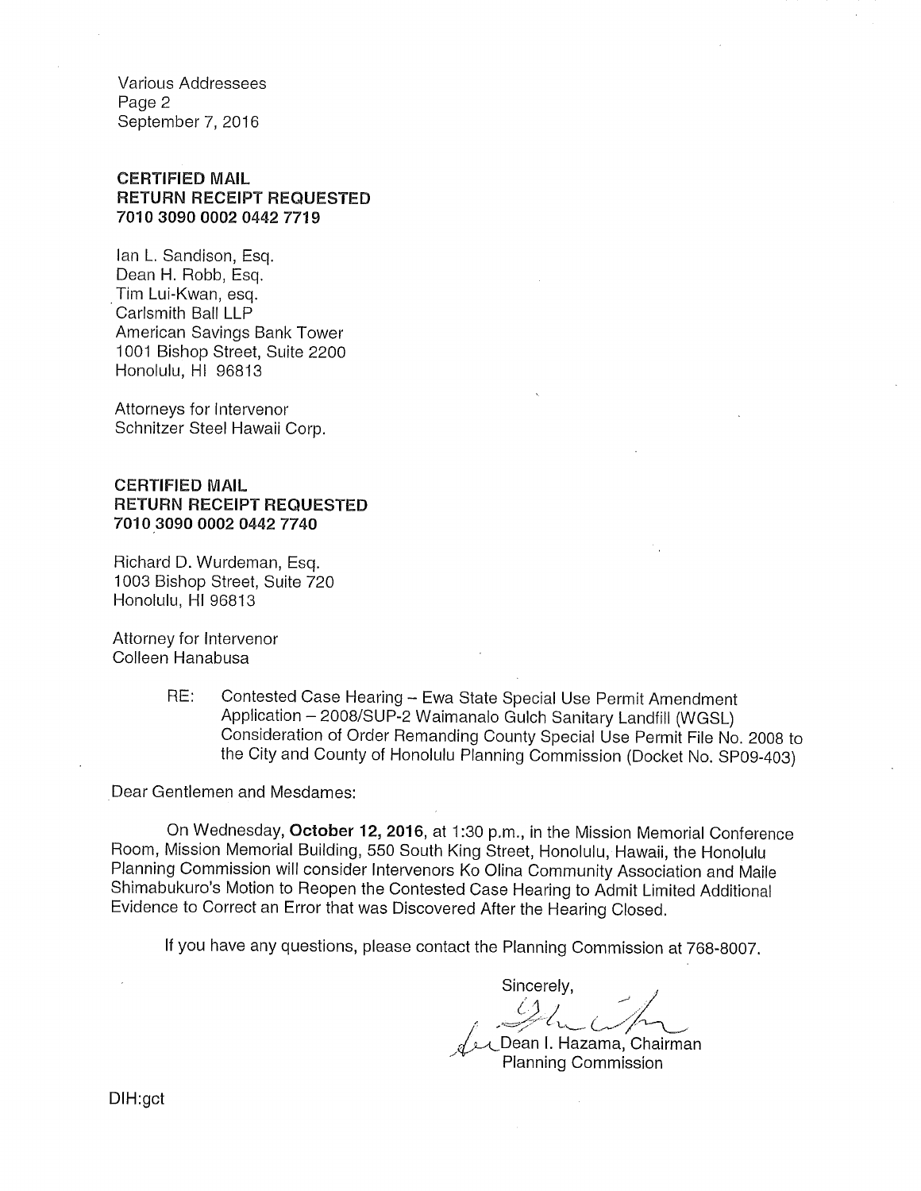Various Addressees
Page 2
September 7, 2016

**CERTIFIED MAIL**
**RETURN RECEIPT REQUESTED**
**7010 3090 0002 0442 7719**

Ian L. Sandison, Esq.
Dean H. Robb, Esq.
Tim Lui-Kwan, esq.
Carlsmith Ball LLP
American Savings Bank Tower
1001 Bishop Street, Suite 2200
Honolulu, HI 96813

Attorneys for Intervenor
Schnitzer Steel Hawaii Corp.

**CERTIFIED MAIL**
**RETURN RECEIPT REQUESTED**
**7010 3090 0002 0442 7740**

Richard D. Wurdeman, Esq.
1003 Bishop Street, Suite 720
Honolulu, HI 96813

Attorney for Intervenor
Colleen Hanabusa

RE: Contested Case Hearing – Ewa State Special Use Permit Amendment Application – 2008/SUP-2 Waimanalo Gulch Sanitary Landfill (WGSL) Consideration of Order Remanding County Special Use Permit File No. 2008 to the City and County of Honolulu Planning Commission (Docket No. SP09-403)

Dear Gentlemen and Mesdames:

On Wednesday, **October 12, 2016**, at 1:30 p.m., in the Mission Memorial Conference Room, Mission Memorial Building, 550 South King Street, Honolulu, Hawaii, the Honolulu Planning Commission will consider Intervenors Ko Olina Community Association and Maile Shimabukuro's Motion to Reopen the Contested Case Hearing to Admit Limited Additional Evidence to Correct an Error that was Discovered After the Hearing Closed.

If you have any questions, please contact the Planning Commission at 768-8007.

Sincerely,

Dean I. Hazama, Chairman
Planning Commission

DIH:gct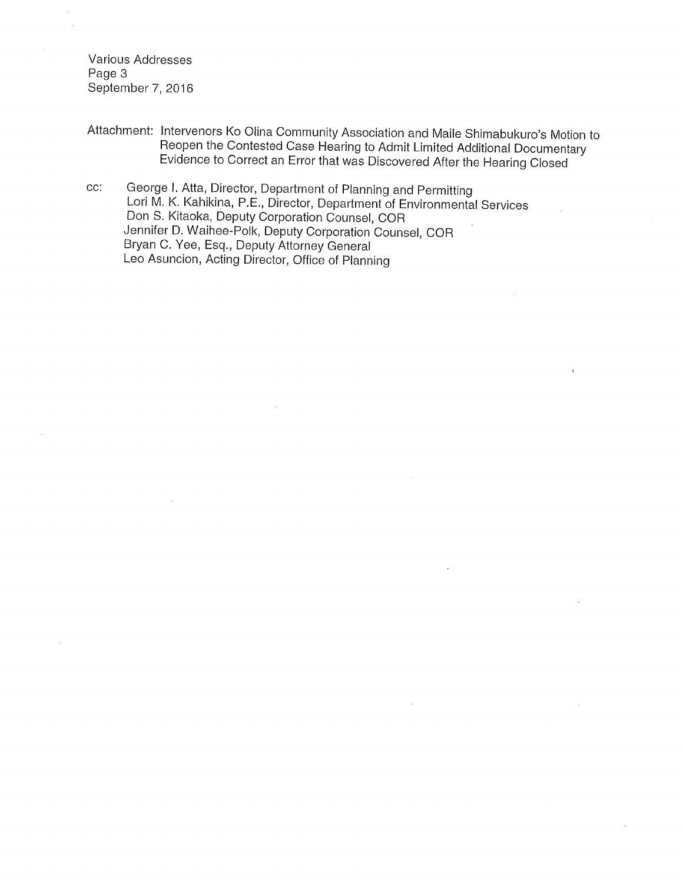Attachment: Intervenors Ko Olina Community Association and Maile Shimabukuro's Motion to Reopen the Contested Case Hearing to Admit Limited Additional Documentary Evidence to Correct an Error that was Discovered After the Hearing Closed

cc: George I. Atta, Director, Department of Planning and Permitting
Lori M. K. Kahikina, P.E., Director, Department of Environmental Services
Don S. Kitaoka, Deputy Corporation Counsel, COR
Jennifer D. Waihee-Polk, Deputy Corporation Counsel, COR
Bryan C. Yee, Esq., Deputy Attorney General
Leo Asuncion, Acting Director, Office of Planning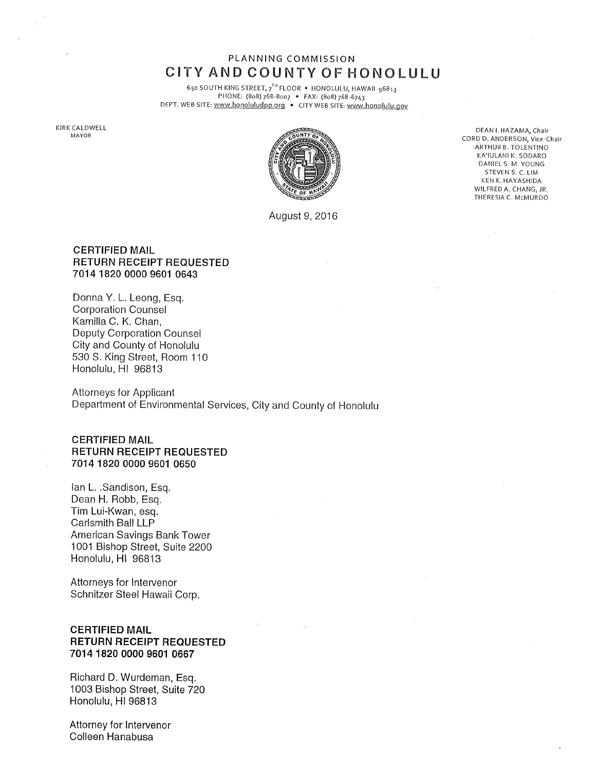PLANNING COMMISSION

# CITY AND COUNTY OF HONOLULU

650 SOUTH KING STREET, 7TH FLOOR • HONOLULU, HAWAII 96813
PHONE: (808) 768-8007 • FAX: (808) 768-6743
DEPT. WEB SITE: www.honoluludpp.org • CITY WEB SITE: www.honolulu.gov

KIRK CALDWELL
MAYOR

DEAN I. HAZAMA, Chair
CORD D. ANDERSON, Vice-Chair
ARTHUR B. TOLENTINO
KA'IULANI K. SODARO
DANIEL S. M. YOUNG
STEVEN S. C. LIM
KEN K. HAYASHIDA
WILFRED A. CHANG, JR.
THERESIA C. McMURDO

August 9, 2016

**CERTIFIED MAIL**
**RETURN RECEIPT REQUESTED**
**7014 1820 0000 9601 0643**

Donna Y. L. Leong, Esq.
Corporation Counsel
Kamilla C. K. Chan,
Deputy Corporation Counsel
City and County of Honolulu
530 S. King Street, Room 110
Honolulu, HI 96813

Attorneys for Applicant
Department of Environmental Services, City and County of Honolulu

**CERTIFIED MAIL**
**RETURN RECEIPT REQUESTED**
**7014 1820 0000 9601 0650**

Ian L. .Sandison, Esq.
Dean H. Robb, Esq.
Tim Lui-Kwan, esq.
Carlsmith Ball LLP
American Savings Bank Tower
1001 Bishop Street, Suite 2200
Honolulu, HI 96813

Attorneys for Intervenor
Schnitzer Steel Hawaii Corp.

**CERTIFIED MAIL**
**RETURN RECEIPT REQUESTED**
**7014 1820 0000 9601 0667**

Richard D. Wurdeman, Esq.
1003 Bishop Street, Suite 720
Honolulu, HI 96813

Attorney for Intervenor
Colleen Hanabusa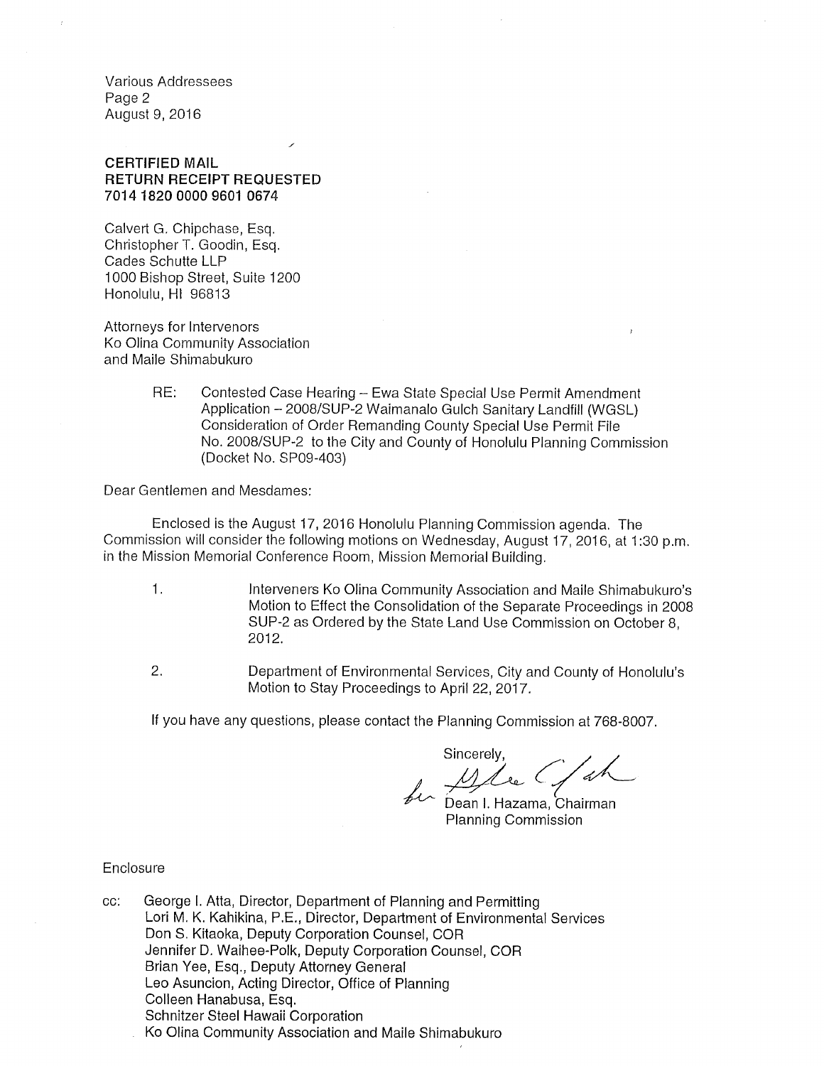Various Addressees
Page 2
August 9, 2016

**CERTIFIED MAIL**
**RETURN RECEIPT REQUESTED**
**7014 1820 0000 9601 0674**

Calvert G. Chipchase, Esq.
Christopher T. Goodin, Esq.
Cades Schutte LLP
1000 Bishop Street, Suite 1200
Honolulu, HI 96813

Attorneys for Intervenors
Ko Olina Community Association
and Maile Shimabukuro

RE: Contested Case Hearing – Ewa State Special Use Permit Amendment Application – 2008/SUP-2 Waimanalo Gulch Sanitary Landfill (WGSL) Consideration of Order Remanding County Special Use Permit File No. 2008/SUP-2 to the City and County of Honolulu Planning Commission (Docket No. SP09-403)

Dear Gentlemen and Mesdames:

Enclosed is the August 17, 2016 Honolulu Planning Commission agenda. The Commission will consider the following motions on Wednesday, August 17, 2016, at 1:30 p.m. in the Mission Memorial Conference Room, Mission Memorial Building.

1. Interveners Ko Olina Community Association and Maile Shimabukuro's Motion to Effect the Consolidation of the Separate Proceedings in 2008 SUP-2 as Ordered by the State Land Use Commission on October 8, 2012.

2. Department of Environmental Services, City and County of Honolulu's Motion to Stay Proceedings to April 22, 2017.

If you have any questions, please contact the Planning Commission at 768-8007.

Sincerely,

Dean I. Hazama, Chairman
Planning Commission

Enclosure

cc: George I. Atta, Director, Department of Planning and Permitting
Lori M. K. Kahikina, P.E., Director, Department of Environmental Services
Don S. Kitaoka, Deputy Corporation Counsel, COR
Jennifer D. Waihee-Polk, Deputy Corporation Counsel, COR
Brian Yee, Esq., Deputy Attorney General
Leo Asuncion, Acting Director, Office of Planning
Colleen Hanabusa, Esq.
Schnitzer Steel Hawaii Corporation
Ko Olina Community Association and Maile Shimabukuro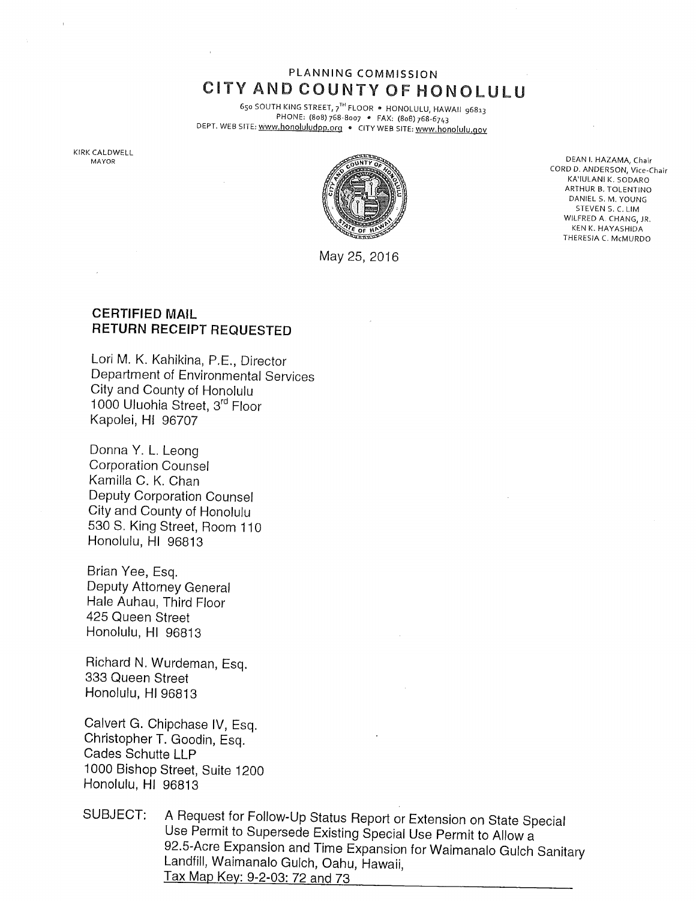PLANNING COMMISSION

# CITY AND COUNTY OF HONOLULU

650 SOUTH KING STREET, 7[TH] FLOOR • HONOLULU, HAWAII 96813
PHONE: (808) 768-8007 • FAX: (808) 768-6743
DEPT. WEB SITE: www.honoluludpp.org • CITY WEB SITE: www.honolulu.gov

KIRK CALDWELL
MAYOR

DEAN I. HAZAMA, Chair
CORD D. ANDERSON, Vice-Chair
KA'IULANI K. SODARO
ARTHUR B. TOLENTINO
DANIEL S. M. YOUNG
STEVEN S. C. LIM
WILFRED A. CHANG, JR.
KEN K. HAYASHIDA
THERESIA C. McMURDO

May 25, 2016

**CERTIFIED MAIL**
**RETURN RECEIPT REQUESTED**

Lori M. K. Kahikina, P.E., Director
Department of Environmental Services
City and County of Honolulu
1000 Uluohia Street, 3[rd] Floor
Kapolei, HI 96707

Donna Y. L. Leong
Corporation Counsel
Kamilla C. K. Chan
Deputy Corporation Counsel
City and County of Honolulu
530 S. King Street, Room 110
Honolulu, HI 96813

Brian Yee, Esq.
Deputy Attorney General
Hale Auhau, Third Floor
425 Queen Street
Honolulu, HI 96813

Richard N. Wurdeman, Esq.
333 Queen Street
Honolulu, HI 96813

Calvert G. Chipchase IV, Esq.
Christopher T. Goodin, Esq.
Cades Schutte LLP
1000 Bishop Street, Suite 1200
Honolulu, HI 96813

SUBJECT: A Request for Follow-Up Status Report or Extension on State Special Use Permit to Supersede Existing Special Use Permit to Allow a 92.5-Acre Expansion and Time Expansion for Waimanalo Gulch Sanitary Landfill, Waimanalo Gulch, Oahu, Hawaii, Tax Map Key: 9-2-03: 72 and 73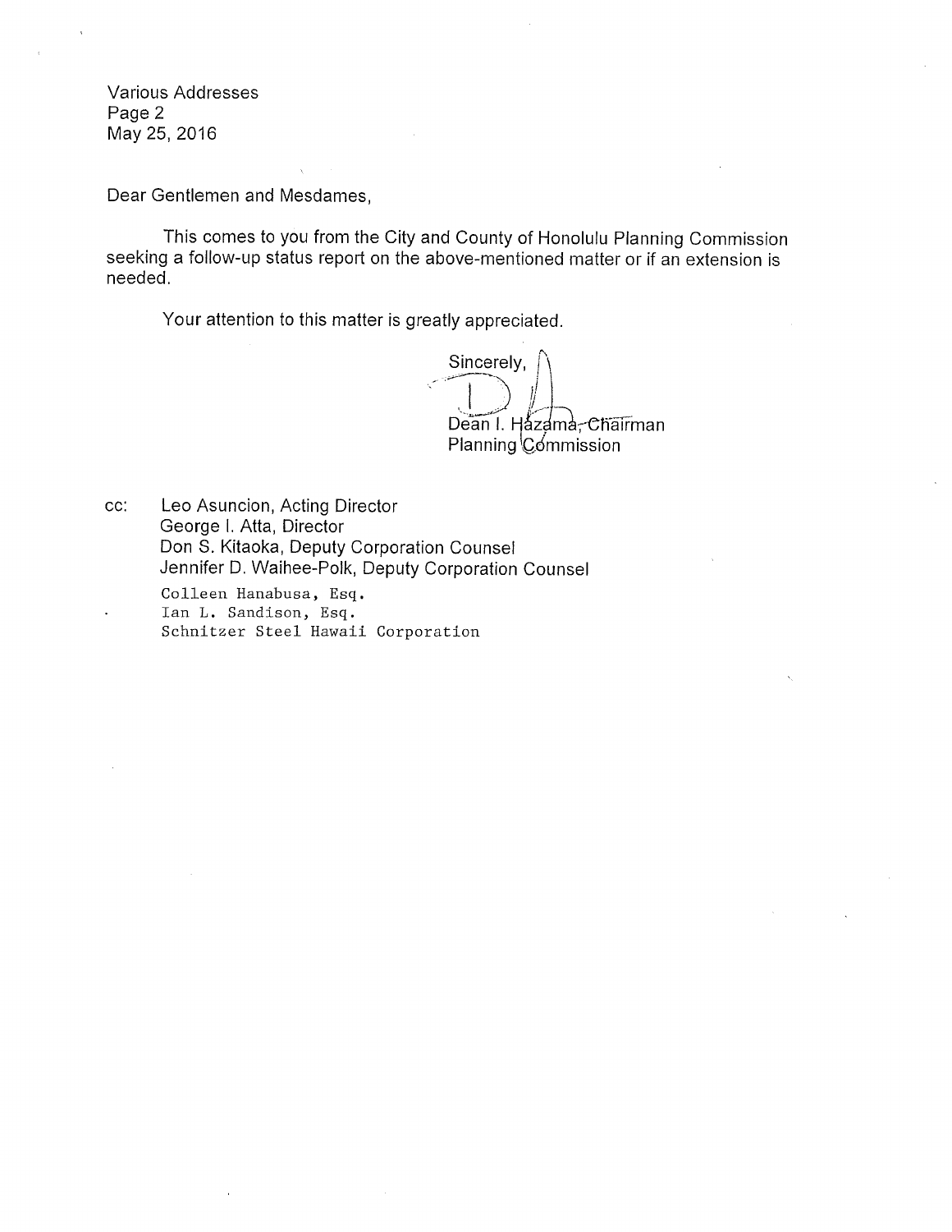Various Addresses
Page 2
May 25, 2016

Dear Gentlemen and Mesdames,

This comes to you from the City and County of Honolulu Planning Commission seeking a follow-up status report on the above-mentioned matter or if an extension is needed.

Your attention to this matter is greatly appreciated.

Sincerely,

Dean I. Hazama, Chairman
Planning Commission

cc: Leo Asuncion, Acting Director
George I. Atta, Director
Don S. Kitaoka, Deputy Corporation Counsel
Jennifer D. Waihee-Polk, Deputy Corporation Counsel
Colleen Hanabusa, Esq.
Ian L. Sandison, Esq.
Schnitzer Steel Hawaii Corporation